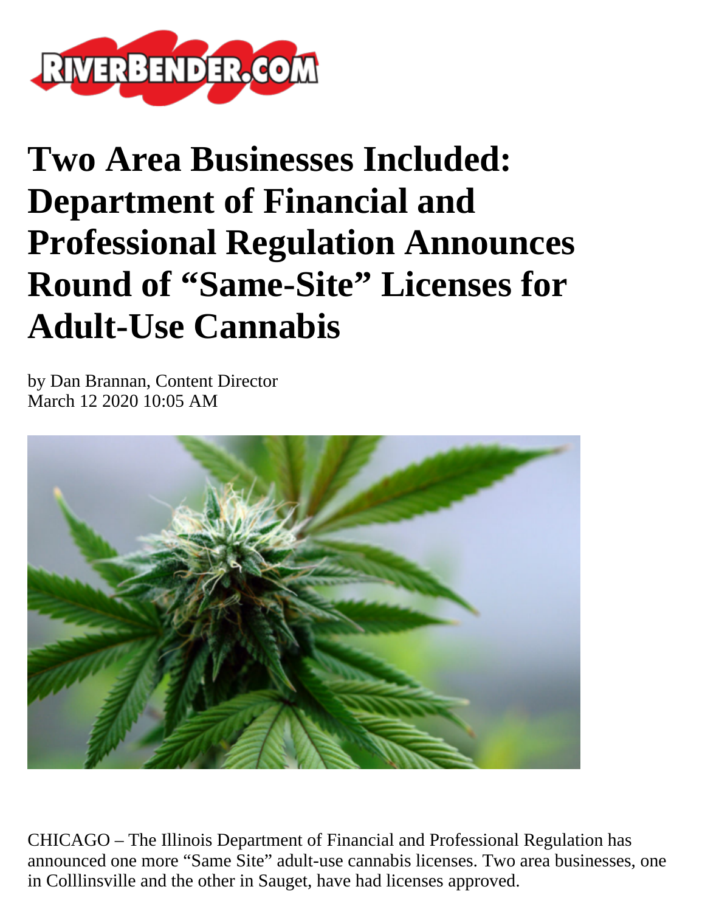# Two Area Businesses Included: Department of Financial and Professional Regulation Announces Round of “Same-Site” Licenses for Adult-Use Cannabis

by Dan Brannan, Content Director
March 12 2020 10:05 AM

CHICAGO – The Illinois Department of Financial and Professional Regulation has announced one more “Same Site” adult-use cannabis licenses. Two area businesses, one in Colllinsville and the other in Sauget, have had licenses approved.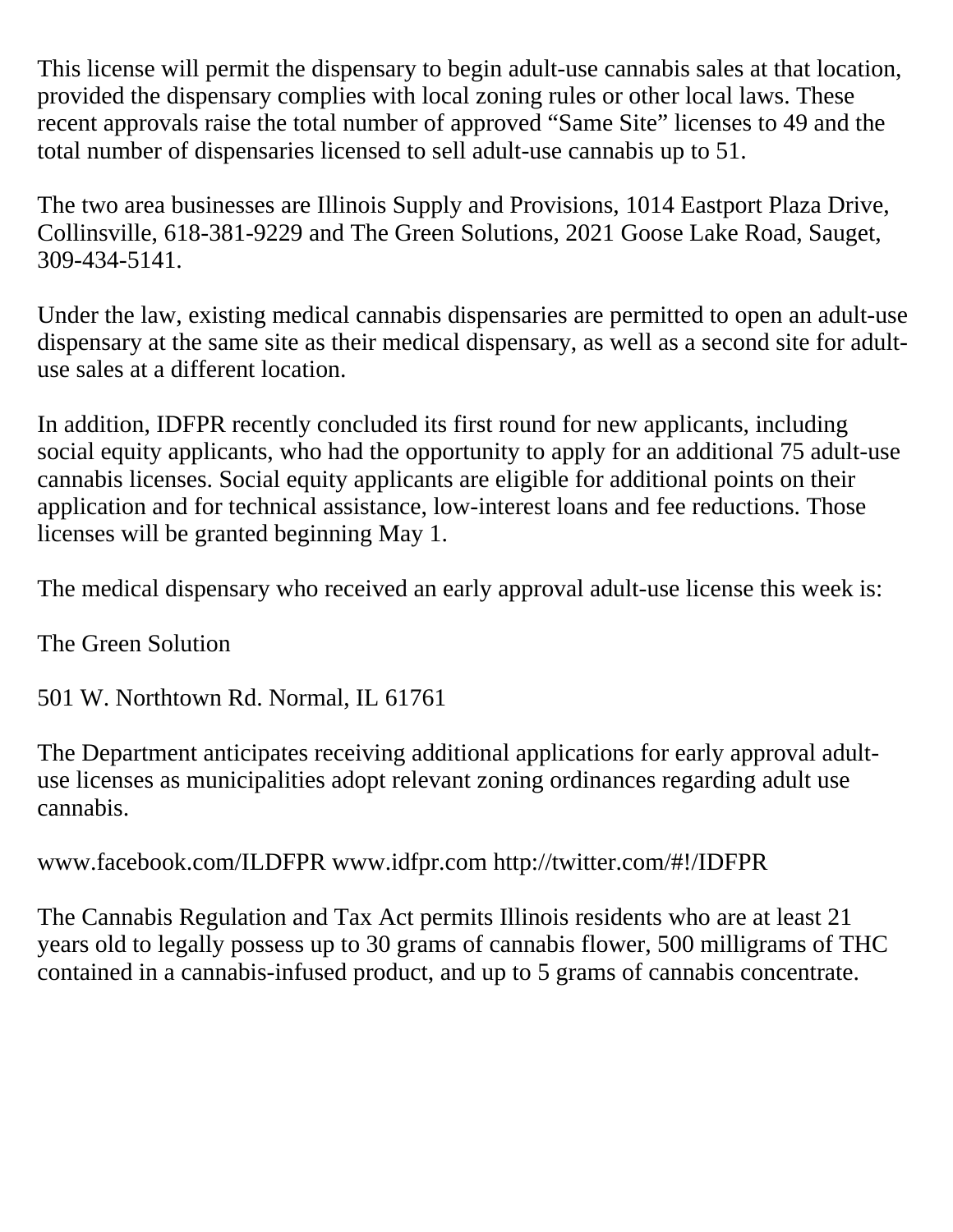This license will permit the dispensary to begin adult-use cannabis sales at that location, provided the dispensary complies with local zoning rules or other local laws. These recent approvals raise the total number of approved "Same Site" licenses to 49 and the total number of dispensaries licensed to sell adult-use cannabis up to 51.

The two area businesses are Illinois Supply and Provisions, 1014 Eastport Plaza Drive, Collinsville, 618-381-9229 and The Green Solutions, 2021 Goose Lake Road, Sauget, 309-434-5141.

Under the law, existing medical cannabis dispensaries are permitted to open an adult-use dispensary at the same site as their medical dispensary, as well as a second site for adult-use sales at a different location.

In addition, IDFPR recently concluded its first round for new applicants, including social equity applicants, who had the opportunity to apply for an additional 75 adult-use cannabis licenses. Social equity applicants are eligible for additional points on their application and for technical assistance, low-interest loans and fee reductions. Those licenses will be granted beginning May 1.

The medical dispensary who received an early approval adult-use license this week is:

The Green Solution

501 W. Northtown Rd. Normal, IL 61761

The Department anticipates receiving additional applications for early approval adult-use licenses as municipalities adopt relevant zoning ordinances regarding adult use cannabis.

www.facebook.com/ILDFPR www.idfpr.com http://twitter.com/#!/IDFPR

The Cannabis Regulation and Tax Act permits Illinois residents who are at least 21 years old to legally possess up to 30 grams of cannabis flower, 500 milligrams of THC contained in a cannabis-infused product, and up to 5 grams of cannabis concentrate.